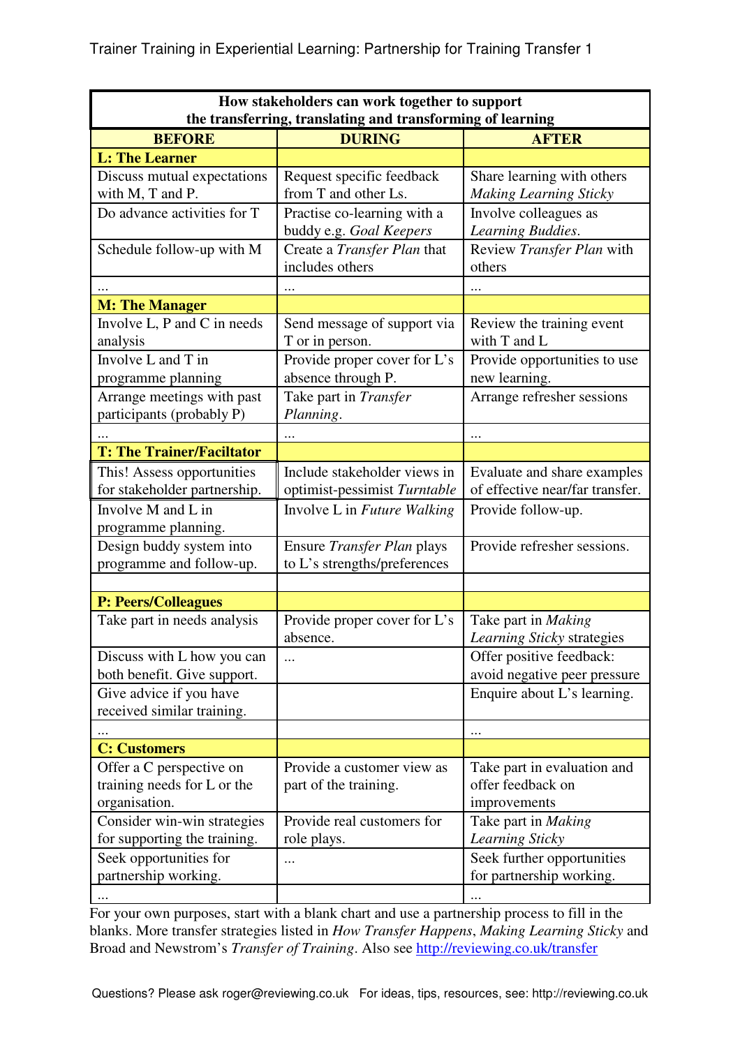| How stakeholders can work together to support the transferring, translating and transforming of learning | | |
|---|---|---|
| **BEFORE** | **DURING** | **AFTER** |
| **L: The Learner** | | |
| Discuss mutual expectations with M, T and P. | Request specific feedback from T and other Ls. | Share learning with others *Making Learning Sticky* |
| Do advance activities for T | Practise co-learning with a buddy e.g. *Goal Keepers* | Involve colleagues as *Learning Buddies*. |
| Schedule follow-up with M | Create a *Transfer Plan* that includes others | Review *Transfer Plan* with others |
| ... | ... | ... |
| **M: The Manager** | | |
| Involve L, P and C in needs analysis | Send message of support via T or in person. | Review the training event with T and L |
| Involve L and T in programme planning | Provide proper cover for L's absence through P. | Provide opportunities to use new learning. |
| Arrange meetings with past participants (probably P) | Take part in *Transfer Planning*. | Arrange refresher sessions |
| ... | ... | ... |
| **T: The Trainer/Faciltator** | | |
| This! Assess opportunities for stakeholder partnership. | Include stakeholder views in optimist-pessimist *Turntable* | Evaluate and share examples of effective near/far transfer. |
| Involve M and L in programme planning. | Involve L in *Future Walking* | Provide follow-up. |
| Design buddy system into programme and follow-up. | Ensure *Transfer Plan* plays to L's strengths/preferences | Provide refresher sessions. |
| | | |
| **P: Peers/Colleagues** | | |
| Take part in needs analysis | Provide proper cover for L's absence. | Take part in *Making Learning Sticky* strategies |
| Discuss with L how you can both benefit. Give support. | ... | Offer positive feedback: avoid negative peer pressure |
| Give advice if you have received similar training. | | Enquire about L's learning. |
| ... | | ... |
| **C: Customers** | | |
| Offer a C perspective on training needs for L or the organisation. | Provide a customer view as part of the training. | Take part in evaluation and offer feedback on improvements |
| Consider win-win strategies for supporting the training. | Provide real customers for role plays. | Take part in *Making Learning Sticky* |
| Seek opportunities for partnership working. | ... | Seek further opportunities for partnership working. |
| ... | | ... |

For your own purposes, start with a blank chart and use a partnership process to fill in the blanks. More transfer strategies listed in *How Transfer Happens*, *Making Learning Sticky* and Broad and Newstrom's *Transfer of Training*. Also see http://reviewing.co.uk/transfer

Questions? Please ask roger@reviewing.co.uk For ideas, tips, resources, see: http://reviewing.co.uk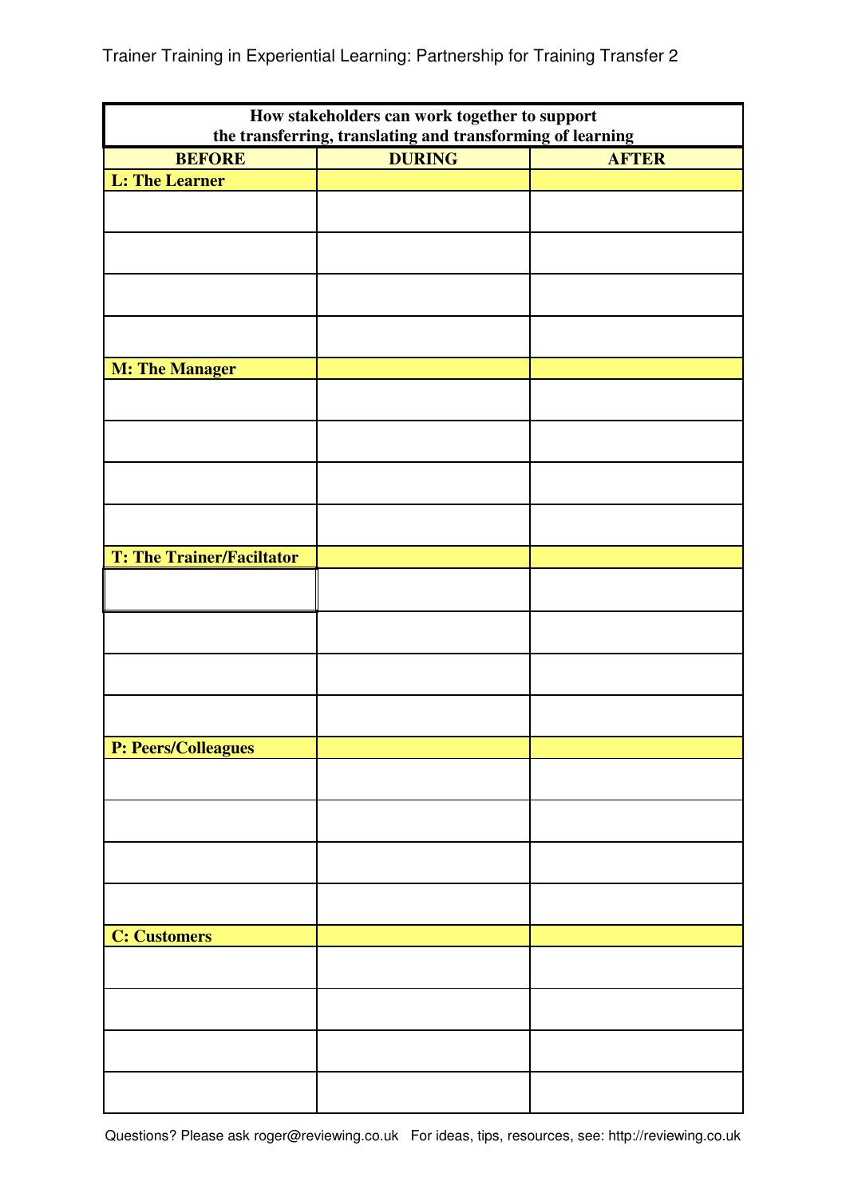| How stakeholders can work together to support the transferring, translating and transforming of learning | | |
|---|---|---|
| **BEFORE** | **DURING** | **AFTER** |
| **L: The Learner** | | |
| | | |
| | | |
| | | |
| | | |
| **M: The Manager** | | |
| | | |
| | | |
| | | |
| | | |
| **T: The Trainer/Faciltator** | | |
| | | |
| | | |
| | | |
| | | |
| **P: Peers/Colleagues** | | |
| | | |
| | | |
| | | |
| | | |
| **C: Customers** | | |
| | | |
| | | |
| | | |
| | | |

Questions? Please ask roger@reviewing.co.uk For ideas, tips, resources, see: http://reviewing.co.uk